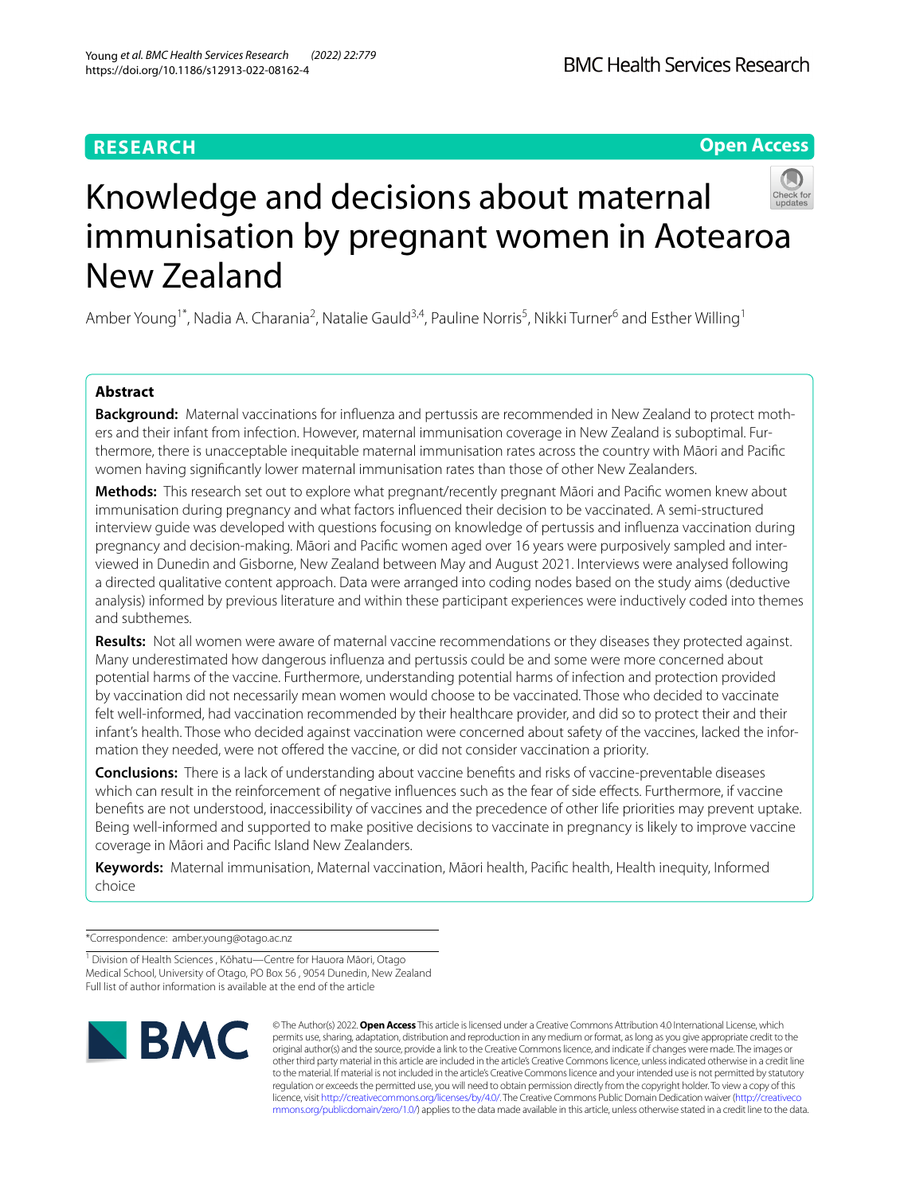RESEARCH

Open Access

# Knowledge and decisions about maternal immunisation by pregnant women in Aotearoa New Zealand

Amber Young[1*], Nadia A. Charania[2], Natalie Gauld[3,4], Pauline Norris[5], Nikki Turner[6] and Esther Willing[1]

## Abstract

**Background:** Maternal vaccinations for influenza and pertussis are recommended in New Zealand to protect mothers and their infant from infection. However, maternal immunisation coverage in New Zealand is suboptimal. Furthermore, there is unacceptable inequitable maternal immunisation rates across the country with Māori and Pacific women having significantly lower maternal immunisation rates than those of other New Zealanders.

**Methods:** This research set out to explore what pregnant/recently pregnant Māori and Pacific women knew about immunisation during pregnancy and what factors influenced their decision to be vaccinated. A semi-structured interview guide was developed with questions focusing on knowledge of pertussis and influenza vaccination during pregnancy and decision-making. Māori and Pacific women aged over 16 years were purposively sampled and interviewed in Dunedin and Gisborne, New Zealand between May and August 2021. Interviews were analysed following a directed qualitative content approach. Data were arranged into coding nodes based on the study aims (deductive analysis) informed by previous literature and within these participant experiences were inductively coded into themes and subthemes.

**Results:** Not all women were aware of maternal vaccine recommendations or they diseases they protected against. Many underestimated how dangerous influenza and pertussis could be and some were more concerned about potential harms of the vaccine. Furthermore, understanding potential harms of infection and protection provided by vaccination did not necessarily mean women would choose to be vaccinated. Those who decided to vaccinate felt well-informed, had vaccination recommended by their healthcare provider, and did so to protect their and their infant's health. Those who decided against vaccination were concerned about safety of the vaccines, lacked the information they needed, were not offered the vaccine, or did not consider vaccination a priority.

**Conclusions:** There is a lack of understanding about vaccine benefits and risks of vaccine-preventable diseases which can result in the reinforcement of negative influences such as the fear of side effects. Furthermore, if vaccine benefits are not understood, inaccessibility of vaccines and the precedence of other life priorities may prevent uptake. Being well-informed and supported to make positive decisions to vaccinate in pregnancy is likely to improve vaccine coverage in Māori and Pacific Island New Zealanders.

**Keywords:** Maternal immunisation, Maternal vaccination, Māori health, Pacific health, Health inequity, Informed choice

*Correspondence: amber.young@otago.ac.nz

[1] Division of Health Sciences, Kōhatu—Centre for Hauora Māori, Otago Medical School, University of Otago, PO Box 56, 9054 Dunedin, New Zealand

Full list of author information is available at the end of the article

© The Author(s) 2022. **Open Access** This article is licensed under a Creative Commons Attribution 4.0 International License, which permits use, sharing, adaptation, distribution and reproduction in any medium or format, as long as you give appropriate credit to the original author(s) and the source, provide a link to the Creative Commons licence, and indicate if changes were made. The images or other third party material in this article are included in the article's Creative Commons licence, unless indicated otherwise in a credit line to the material. If material is not included in the article's Creative Commons licence and your intended use is not permitted by statutory regulation or exceeds the permitted use, you will need to obtain permission directly from the copyright holder. To view a copy of this licence, visit http://creativecommons.org/licenses/by/4.0/. The Creative Commons Public Domain Dedication waiver (http://creativecommons.org/publicdomain/zero/1.0/) applies to the data made available in this article, unless otherwise stated in a credit line to the data.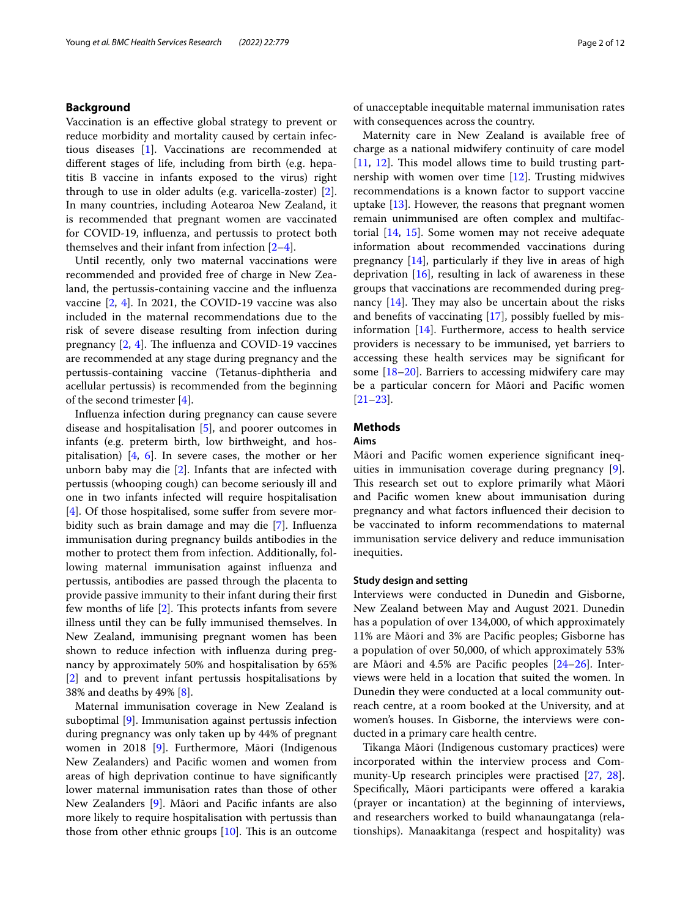## Background

Vaccination is an effective global strategy to prevent or reduce morbidity and mortality caused by certain infectious diseases [1]. Vaccinations are recommended at different stages of life, including from birth (e.g. hepatitis B vaccine in infants exposed to the virus) right through to use in older adults (e.g. varicella-zoster) [2]. In many countries, including Aotearoa New Zealand, it is recommended that pregnant women are vaccinated for COVID-19, influenza, and pertussis to protect both themselves and their infant from infection [2–4].

Until recently, only two maternal vaccinations were recommended and provided free of charge in New Zealand, the pertussis-containing vaccine and the influenza vaccine [2, 4]. In 2021, the COVID-19 vaccine was also included in the maternal recommendations due to the risk of severe disease resulting from infection during pregnancy [2, 4]. The influenza and COVID-19 vaccines are recommended at any stage during pregnancy and the pertussis-containing vaccine (Tetanus-diphtheria and acellular pertussis) is recommended from the beginning of the second trimester [4].

Influenza infection during pregnancy can cause severe disease and hospitalisation [5], and poorer outcomes in infants (e.g. preterm birth, low birthweight, and hospitalisation) [4, 6]. In severe cases, the mother or her unborn baby may die [2]. Infants that are infected with pertussis (whooping cough) can become seriously ill and one in two infants infected will require hospitalisation [4]. Of those hospitalised, some suffer from severe morbidity such as brain damage and may die [7]. Influenza immunisation during pregnancy builds antibodies in the mother to protect them from infection. Additionally, following maternal immunisation against influenza and pertussis, antibodies are passed through the placenta to provide passive immunity to their infant during their first few months of life [2]. This protects infants from severe illness until they can be fully immunised themselves. In New Zealand, immunising pregnant women has been shown to reduce infection with influenza during pregnancy by approximately 50% and hospitalisation by 65% [2] and to prevent infant pertussis hospitalisations by 38% and deaths by 49% [8].

Maternal immunisation coverage in New Zealand is suboptimal [9]. Immunisation against pertussis infection during pregnancy was only taken up by 44% of pregnant women in 2018 [9]. Furthermore, Māori (Indigenous New Zealanders) and Pacific women and women from areas of high deprivation continue to have significantly lower maternal immunisation rates than those of other New Zealanders [9]. Māori and Pacific infants are also more likely to require hospitalisation with pertussis than those from other ethnic groups [10]. This is an outcome of unacceptable inequitable maternal immunisation rates with consequences across the country.

Maternity care in New Zealand is available free of charge as a national midwifery continuity of care model [11, 12]. This model allows time to build trusting partnership with women over time [12]. Trusting midwives recommendations is a known factor to support vaccine uptake [13]. However, the reasons that pregnant women remain unimmunised are often complex and multifactorial [14, 15]. Some women may not receive adequate information about recommended vaccinations during pregnancy [14], particularly if they live in areas of high deprivation [16], resulting in lack of awareness in these groups that vaccinations are recommended during pregnancy [14]. They may also be uncertain about the risks and benefits of vaccinating [17], possibly fuelled by misinformation [14]. Furthermore, access to health service providers is necessary to be immunised, yet barriers to accessing these health services may be significant for some [18–20]. Barriers to accessing midwifery care may be a particular concern for Māori and Pacific women [21–23].

## Methods

### Aims

Māori and Pacific women experience significant inequities in immunisation coverage during pregnancy [9]. This research set out to explore primarily what Māori and Pacific women knew about immunisation during pregnancy and what factors influenced their decision to be vaccinated to inform recommendations to maternal immunisation service delivery and reduce immunisation inequities.

### Study design and setting

Interviews were conducted in Dunedin and Gisborne, New Zealand between May and August 2021. Dunedin has a population of over 134,000, of which approximately 11% are Māori and 3% are Pacific peoples; Gisborne has a population of over 50,000, of which approximately 53% are Māori and 4.5% are Pacific peoples [24–26]. Interviews were held in a location that suited the women. In Dunedin they were conducted at a local community outreach centre, at a room booked at the University, and at women's houses. In Gisborne, the interviews were conducted in a primary care health centre.

Tikanga Māori (Indigenous customary practices) were incorporated within the interview process and Community-Up research principles were practised [27, 28]. Specifically, Māori participants were offered a karakia (prayer or incantation) at the beginning of interviews, and researchers worked to build whanaungatanga (relationships). Manaakitanga (respect and hospitality) was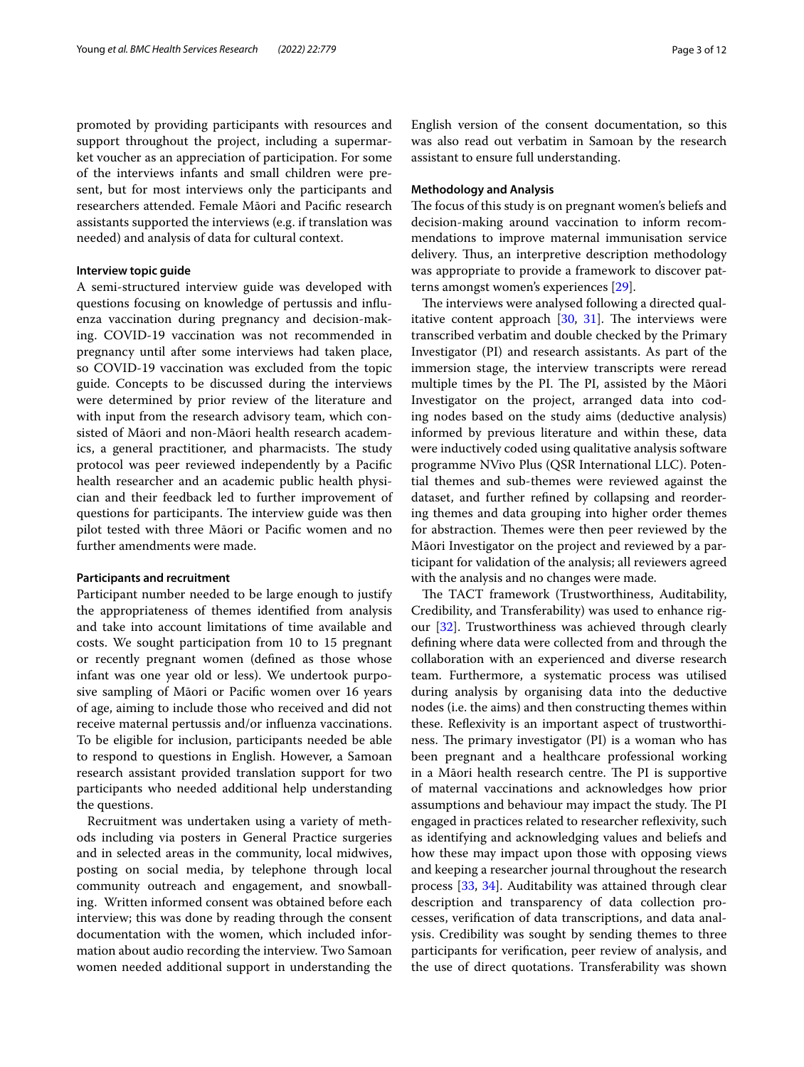promoted by providing participants with resources and support throughout the project, including a supermarket voucher as an appreciation of participation. For some of the interviews infants and small children were present, but for most interviews only the participants and researchers attended. Female Māori and Pacific research assistants supported the interviews (e.g. if translation was needed) and analysis of data for cultural context.

#### Interview topic guide

A semi-structured interview guide was developed with questions focusing on knowledge of pertussis and influenza vaccination during pregnancy and decision-making. COVID-19 vaccination was not recommended in pregnancy until after some interviews had taken place, so COVID-19 vaccination was excluded from the topic guide. Concepts to be discussed during the interviews were determined by prior review of the literature and with input from the research advisory team, which consisted of Māori and non-Māori health research academics, a general practitioner, and pharmacists. The study protocol was peer reviewed independently by a Pacific health researcher and an academic public health physician and their feedback led to further improvement of questions for participants. The interview guide was then pilot tested with three Māori or Pacific women and no further amendments were made.

#### Participants and recruitment

Participant number needed to be large enough to justify the appropriateness of themes identified from analysis and take into account limitations of time available and costs. We sought participation from 10 to 15 pregnant or recently pregnant women (defined as those whose infant was one year old or less). We undertook purposive sampling of Māori or Pacific women over 16 years of age, aiming to include those who received and did not receive maternal pertussis and/or influenza vaccinations. To be eligible for inclusion, participants needed be able to respond to questions in English. However, a Samoan research assistant provided translation support for two participants who needed additional help understanding the questions.

Recruitment was undertaken using a variety of methods including via posters in General Practice surgeries and in selected areas in the community, local midwives, posting on social media, by telephone through local community outreach and engagement, and snowballing. Written informed consent was obtained before each interview; this was done by reading through the consent documentation with the women, which included information about audio recording the interview. Two Samoan women needed additional support in understanding the English version of the consent documentation, so this was also read out verbatim in Samoan by the research assistant to ensure full understanding.

#### Methodology and Analysis

The focus of this study is on pregnant women's beliefs and decision-making around vaccination to inform recommendations to improve maternal immunisation service delivery. Thus, an interpretive description methodology was appropriate to provide a framework to discover patterns amongst women's experiences [29].

The interviews were analysed following a directed qualitative content approach [30, 31]. The interviews were transcribed verbatim and double checked by the Primary Investigator (PI) and research assistants. As part of the immersion stage, the interview transcripts were reread multiple times by the PI. The PI, assisted by the Māori Investigator on the project, arranged data into coding nodes based on the study aims (deductive analysis) informed by previous literature and within these, data were inductively coded using qualitative analysis software programme NVivo Plus (QSR International LLC). Potential themes and sub-themes were reviewed against the dataset, and further refined by collapsing and reordering themes and data grouping into higher order themes for abstraction. Themes were then peer reviewed by the Māori Investigator on the project and reviewed by a participant for validation of the analysis; all reviewers agreed with the analysis and no changes were made.

The TACT framework (Trustworthiness, Auditability, Credibility, and Transferability) was used to enhance rigour [32]. Trustworthiness was achieved through clearly defining where data were collected from and through the collaboration with an experienced and diverse research team. Furthermore, a systematic process was utilised during analysis by organising data into the deductive nodes (i.e. the aims) and then constructing themes within these. Reflexivity is an important aspect of trustworthiness. The primary investigator (PI) is a woman who has been pregnant and a healthcare professional working in a Māori health research centre. The PI is supportive of maternal vaccinations and acknowledges how prior assumptions and behaviour may impact the study. The PI engaged in practices related to researcher reflexivity, such as identifying and acknowledging values and beliefs and how these may impact upon those with opposing views and keeping a researcher journal throughout the research process [33, 34]. Auditability was attained through clear description and transparency of data collection processes, verification of data transcriptions, and data analysis. Credibility was sought by sending themes to three participants for verification, peer review of analysis, and the use of direct quotations. Transferability was shown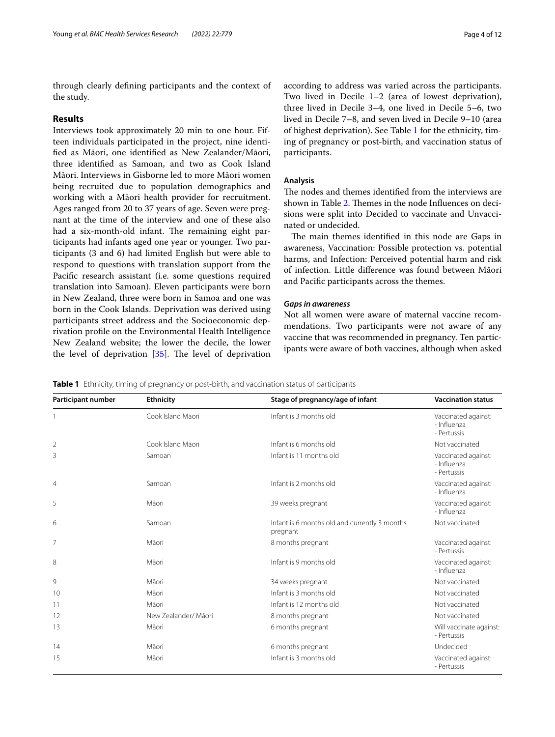through clearly defining participants and the context of the study.

## Results

Interviews took approximately 20 min to one hour. Fifteen individuals participated in the project, nine identified as Māori, one identified as New Zealander/Māori, three identified as Samoan, and two as Cook Island Māori. Interviews in Gisborne led to more Māori women being recruited due to population demographics and working with a Māori health provider for recruitment. Ages ranged from 20 to 37 years of age. Seven were pregnant at the time of the interview and one of these also had a six-month-old infant. The remaining eight participants had infants aged one year or younger. Two participants (3 and 6) had limited English but were able to respond to questions with translation support from the Pacific research assistant (i.e. some questions required translation into Samoan). Eleven participants were born in New Zealand, three were born in Samoa and one was born in the Cook Islands. Deprivation was derived using participants street address and the Socioeconomic deprivation profile on the Environmental Health Intelligence New Zealand website; the lower the decile, the lower the level of deprivation [35]. The level of deprivation according to address was varied across the participants. Two lived in Decile 1–2 (area of lowest deprivation), three lived in Decile 3–4, one lived in Decile 5–6, two lived in Decile 7–8, and seven lived in Decile 9–10 (area of highest deprivation). See Table 1 for the ethnicity, timing of pregnancy or post-birth, and vaccination status of participants.

### Analysis

The nodes and themes identified from the interviews are shown in Table 2. Themes in the node Influences on decisions were split into Decided to vaccinate and Unvaccinated or undecided.

The main themes identified in this node are Gaps in awareness, Vaccination: Possible protection vs. potential harms, and Infection: Perceived potential harm and risk of infection. Little difference was found between Māori and Pacific participants across the themes.

#### *Gaps in awareness*

Not all women were aware of maternal vaccine recommendations. Two participants were not aware of any vaccine that was recommended in pregnancy. Ten participants were aware of both vaccines, although when asked

**Table 1** Ethnicity, timing of pregnancy or post-birth, and vaccination status of participants

| Participant number | Ethnicity | Stage of pregnancy/age of infant | Vaccination status |
|---|---|---|---|
| 1 | Cook Island Māori | Infant is 3 months old | Vaccinated against: - Influenza - Pertussis |
| 2 | Cook Island Māori | Infant is 6 months old | Not vaccinated |
| 3 | Samoan | Infant is 11 months old | Vaccinated against: - Influenza - Pertussis |
| 4 | Samoan | Infant is 2 months old | Vaccinated against: - Influenza |
| 5 | Māori | 39 weeks pregnant | Vaccinated against: - Influenza |
| 6 | Samoan | Infant is 6 months old and currently 3 months pregnant | Not vaccinated |
| 7 | Māori | 8 months pregnant | Vaccinated against: - Pertussis |
| 8 | Māori | Infant is 9 months old | Vaccinated against: - Influenza |
| 9 | Māori | 34 weeks pregnant | Not vaccinated |
| 10 | Māori | Infant is 3 months old | Not vaccinated |
| 11 | Māori | Infant is 12 months old | Not vaccinated |
| 12 | New Zealander/ Māori | 8 months pregnant | Not vaccinated |
| 13 | Māori | 6 months pregnant | Will vaccinate against: - Pertussis |
| 14 | Māori | 6 months pregnant | Undecided |
| 15 | Māori | Infant is 3 months old | Vaccinated against: - Pertussis |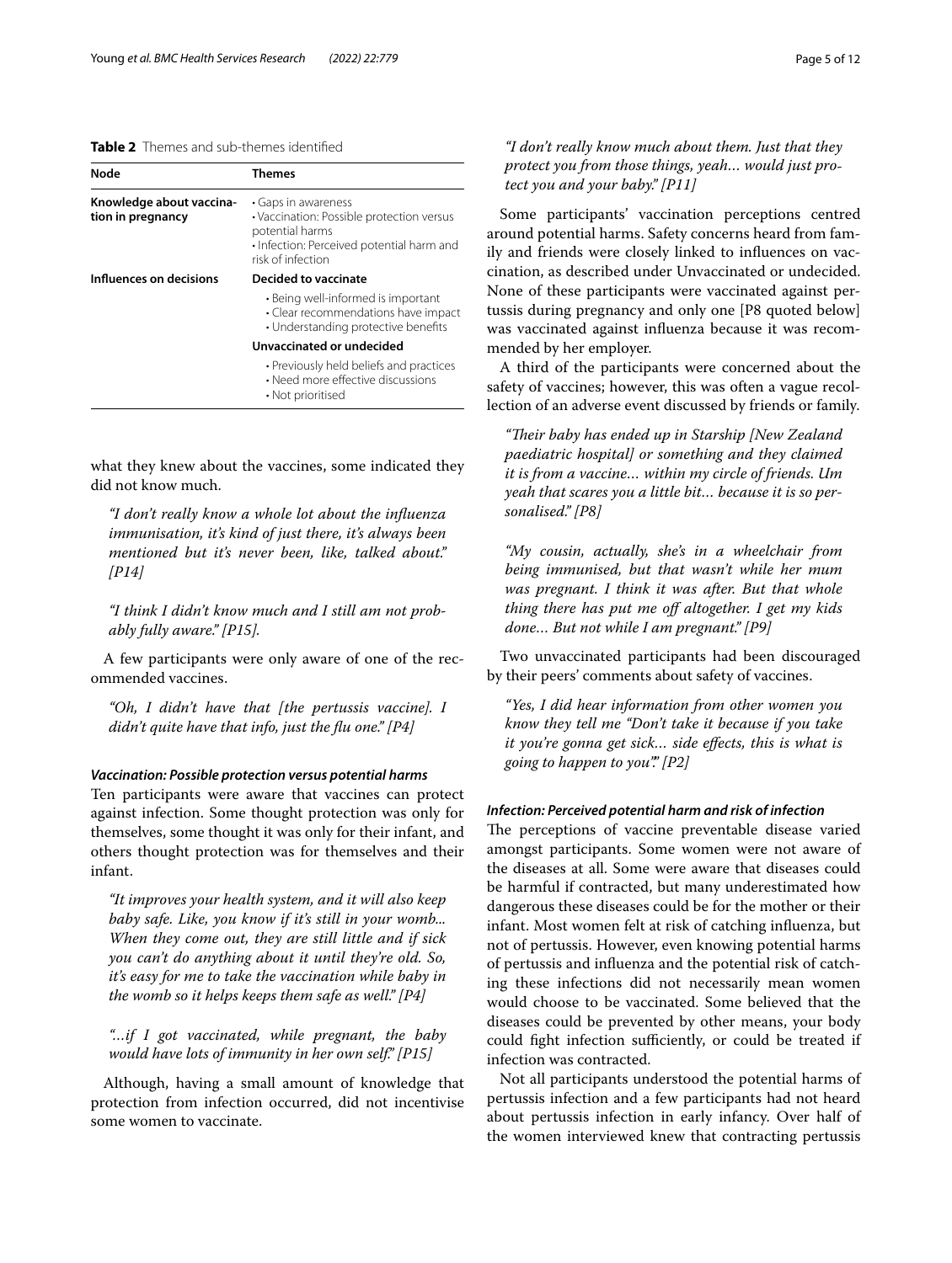**Table 2** Themes and sub-themes identified

| Node | Themes |
| --- | --- |
| **Knowledge about vaccination in pregnancy** | • Gaps in awareness<br>• Vaccination: Possible protection versus potential harms<br>• Infection: Perceived potential harm and risk of infection |
| **Influences on decisions** | **Decided to vaccinate** |
| | • Being well-informed is important<br>• Clear recommendations have impact<br>• Understanding protective benefits |
| | **Unvaccinated or undecided** |
| | • Previously held beliefs and practices<br>• Need more effective discussions<br>• Not prioritised |

what they knew about the vaccines, some indicated they did not know much.

> *"I don't really know a whole lot about the influenza immunisation, it's kind of just there, it's always been mentioned but it's never been, like, talked about." [P14]*

> *"I think I didn't know much and I still am not probably fully aware." [P15].*

A few participants were only aware of one of the recommended vaccines.

> *"Oh, I didn't have that [the pertussis vaccine]. I didn't quite have that info, just the flu one." [P4]*

#### *Vaccination: Possible protection versus potential harms*

Ten participants were aware that vaccines can protect against infection. Some thought protection was only for themselves, some thought it was only for their infant, and others thought protection was for themselves and their infant.

> *"It improves your health system, and it will also keep baby safe. Like, you know if it's still in your womb... When they come out, they are still little and if sick you can't do anything about it until they're old. So, it's easy for me to take the vaccination while baby in the womb so it helps keeps them safe as well." [P4]*

> *"...if I got vaccinated, while pregnant, the baby would have lots of immunity in her own self." [P15]*

Although, having a small amount of knowledge that protection from infection occurred, did not incentivise some women to vaccinate.

> *"I don't really know much about them. Just that they protect you from those things, yeah... would just protect you and your baby." [P11]*

Some participants' vaccination perceptions centred around potential harms. Safety concerns heard from family and friends were closely linked to influences on vaccination, as described under Unvaccinated or undecided. None of these participants were vaccinated against pertussis during pregnancy and only one [P8 quoted below] was vaccinated against influenza because it was recommended by her employer.

A third of the participants were concerned about the safety of vaccines; however, this was often a vague recollection of an adverse event discussed by friends or family.

> *"Their baby has ended up in Starship [New Zealand paediatric hospital] or something and they claimed it is from a vaccine... within my circle of friends. Um yeah that scares you a little bit... because it is so personalised." [P8]*

> *"My cousin, actually, she's in a wheelchair from being immunised, but that wasn't while her mum was pregnant. I think it was after. But that whole thing there has put me off altogether. I get my kids done... But not while I am pregnant." [P9]*

Two unvaccinated participants had been discouraged by their peers' comments about safety of vaccines.

> *"Yes, I did hear information from other women you know they tell me "Don't take it because if you take it you're gonna get sick... side effects, this is what is going to happen to you"." [P2]*

#### *Infection: Perceived potential harm and risk of infection*

The perceptions of vaccine preventable disease varied amongst participants. Some women were not aware of the diseases at all. Some were aware that diseases could be harmful if contracted, but many underestimated how dangerous these diseases could be for the mother or their infant. Most women felt at risk of catching influenza, but not of pertussis. However, even knowing potential harms of pertussis and influenza and the potential risk of catching these infections did not necessarily mean women would choose to be vaccinated. Some believed that the diseases could be prevented by other means, your body could fight infection sufficiently, or could be treated if infection was contracted.

Not all participants understood the potential harms of pertussis infection and a few participants had not heard about pertussis infection in early infancy. Over half of the women interviewed knew that contracting pertussis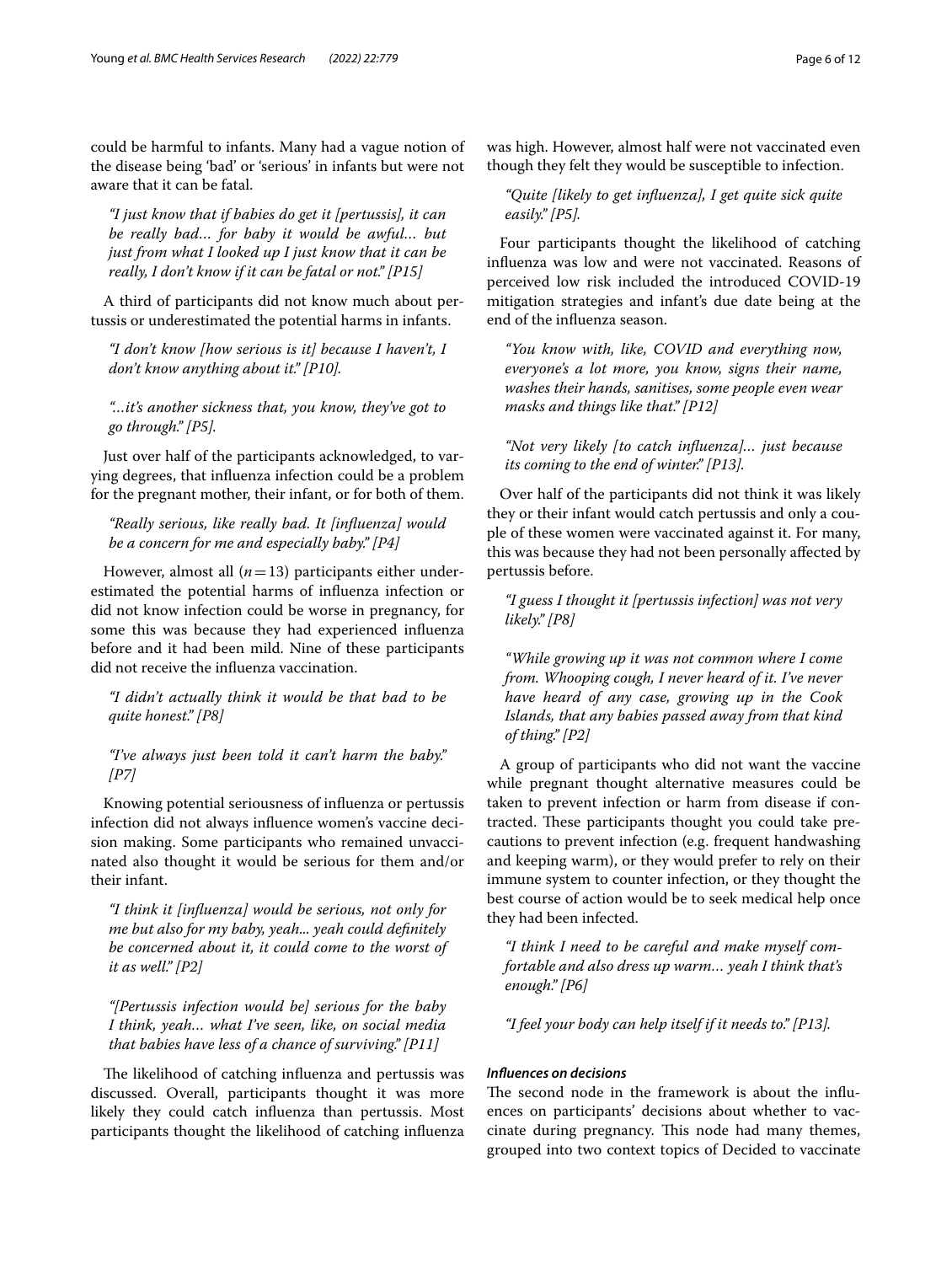could be harmful to infants. Many had a vague notion of the disease being 'bad' or 'serious' in infants but were not aware that it can be fatal.

> *"I just know that if babies do get it [pertussis], it can be really bad… for baby it would be awful… but just from what I looked up I just know that it can be really, I don't know if it can be fatal or not." [P15]*

A third of participants did not know much about pertussis or underestimated the potential harms in infants.

> *"I don't know [how serious is it] because I haven't, I don't know anything about it." [P10].*

> *"…it's another sickness that, you know, they've got to go through." [P5].*

Just over half of the participants acknowledged, to varying degrees, that influenza infection could be a problem for the pregnant mother, their infant, or for both of them.

> *"Really serious, like really bad. It [influenza] would be a concern for me and especially baby." [P4]*

However, almost all ($n = 13$) participants either underestimated the potential harms of influenza infection or did not know infection could be worse in pregnancy, for some this was because they had experienced influenza before and it had been mild. Nine of these participants did not receive the influenza vaccination.

> *"I didn't actually think it would be that bad to be quite honest." [P8]*

> *"I've always just been told it can't harm the baby." [P7]*

Knowing potential seriousness of influenza or pertussis infection did not always influence women's vaccine decision making. Some participants who remained unvaccinated also thought it would be serious for them and/or their infant.

> *"I think it [influenza] would be serious, not only for me but also for my baby, yeah... yeah could definitely be concerned about it, it could come to the worst of it as well." [P2]*

> *"[Pertussis infection would be] serious for the baby I think, yeah… what I've seen, like, on social media that babies have less of a chance of surviving." [P11]*

The likelihood of catching influenza and pertussis was discussed. Overall, participants thought it was more likely they could catch influenza than pertussis. Most participants thought the likelihood of catching influenza was high. However, almost half were not vaccinated even though they felt they would be susceptible to infection.

> *"Quite [likely to get influenza], I get quite sick quite easily." [P5].*

Four participants thought the likelihood of catching influenza was low and were not vaccinated. Reasons of perceived low risk included the introduced COVID-19 mitigation strategies and infant's due date being at the end of the influenza season.

> *"You know with, like, COVID and everything now, everyone's a lot more, you know, signs their name, washes their hands, sanitises, some people even wear masks and things like that." [P12]*

> *"Not very likely [to catch influenza]… just because its coming to the end of winter." [P13].*

Over half of the participants did not think it was likely they or their infant would catch pertussis and only a couple of these women were vaccinated against it. For many, this was because they had not been personally affected by pertussis before.

> *"I guess I thought it [pertussis infection] was not very likely." [P8]*

> *"While growing up it was not common where I come from. Whooping cough, I never heard of it. I've never have heard of any case, growing up in the Cook Islands, that any babies passed away from that kind of thing." [P2]*

A group of participants who did not want the vaccine while pregnant thought alternative measures could be taken to prevent infection or harm from disease if contracted. These participants thought you could take precautions to prevent infection (e.g. frequent handwashing and keeping warm), or they would prefer to rely on their immune system to counter infection, or they thought the best course of action would be to seek medical help once they had been infected.

> *"I think I need to be careful and make myself comfortable and also dress up warm… yeah I think that's enough." [P6]*

> *"I feel your body can help itself if it needs to." [P13].*

#### *Influences on decisions*

The second node in the framework is about the influences on participants' decisions about whether to vaccinate during pregnancy. This node had many themes, grouped into two context topics of Decided to vaccinate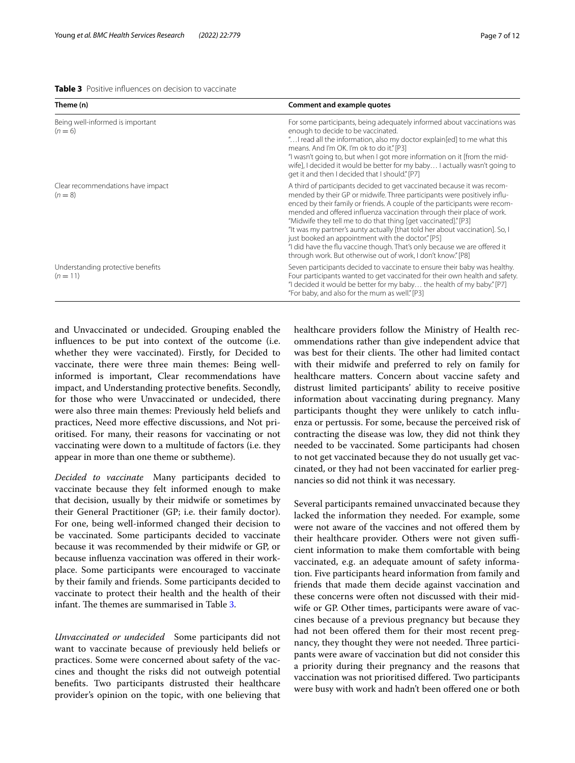**Table 3** Positive influences on decision to vaccinate

| Theme (n) | Comment and example quotes |
|---|---|
| Being well-informed is important ($n = 6$) | For some participants, being adequately informed about vaccinations was enough to decide to be vaccinated. "…I read all the information, also my doctor explain[ed] to me what this means. And I'm OK. I'm ok to do it." [P3] "I wasn't going to, but when I got more information on it [from the midwife], I decided it would be better for my baby… I actually wasn't going to get it and then I decided that I should." [P7] |
| Clear recommendations have impact ($n = 8$) | A third of participants decided to get vaccinated because it was recommended by their GP or midwife. Three participants were positively influenced by their family or friends. A couple of the participants were recommended and offered influenza vaccination through their place of work. "Midwife they tell me to do that thing [get vaccinated]." [P3] "It was my partner's aunty actually [that told her about vaccination]. So, I just booked an appointment with the doctor." [P5] "I did have the flu vaccine though. That's only because we are offered it through work. But otherwise out of work, I don't know." [P8] |
| Understanding protective benefits ($n = 11$) | Seven participants decided to vaccinate to ensure their baby was healthy. Four participants wanted to get vaccinated for their own health and safety. "I decided it would be better for my baby… the health of my baby." [P7] "For baby, and also for the mum as well." [P3] |

and Unvaccinated or undecided. Grouping enabled the influences to be put into context of the outcome (i.e. whether they were vaccinated). Firstly, for Decided to vaccinate, there were three main themes: Being well-informed is important, Clear recommendations have impact, and Understanding protective benefits. Secondly, for those who were Unvaccinated or undecided, there were also three main themes: Previously held beliefs and practices, Need more effective discussions, and Not prioritised. For many, their reasons for vaccinating or not vaccinating were down to a multitude of factors (i.e. they appear in more than one theme or subtheme).

*Decided to vaccinate* Many participants decided to vaccinate because they felt informed enough to make that decision, usually by their midwife or sometimes by their General Practitioner (GP; i.e. their family doctor). For one, being well-informed changed their decision to be vaccinated. Some participants decided to vaccinate because it was recommended by their midwife or GP, or because influenza vaccination was offered in their workplace. Some participants were encouraged to vaccinate by their family and friends. Some participants decided to vaccinate to protect their health and the health of their infant. The themes are summarised in Table 3.

*Unvaccinated or undecided* Some participants did not want to vaccinate because of previously held beliefs or practices. Some were concerned about safety of the vaccines and thought the risks did not outweigh potential benefits. Two participants distrusted their healthcare provider's opinion on the topic, with one believing that healthcare providers follow the Ministry of Health recommendations rather than give independent advice that was best for their clients. The other had limited contact with their midwife and preferred to rely on family for healthcare matters. Concern about vaccine safety and distrust limited participants' ability to receive positive information about vaccinating during pregnancy. Many participants thought they were unlikely to catch influenza or pertussis. For some, because the perceived risk of contracting the disease was low, they did not think they needed to be vaccinated. Some participants had chosen to not get vaccinated because they do not usually get vaccinated, or they had not been vaccinated for earlier pregnancies so did not think it was necessary.

Several participants remained unvaccinated because they lacked the information they needed. For example, some were not aware of the vaccines and not offered them by their healthcare provider. Others were not given sufficient information to make them comfortable with being vaccinated, e.g. an adequate amount of safety information. Five participants heard information from family and friends that made them decide against vaccination and these concerns were often not discussed with their midwife or GP. Other times, participants were aware of vaccines because of a previous pregnancy but because they had not been offered them for their most recent pregnancy, they thought they were not needed. Three participants were aware of vaccination but did not consider this a priority during their pregnancy and the reasons that vaccination was not prioritised differed. Two participants were busy with work and hadn't been offered one or both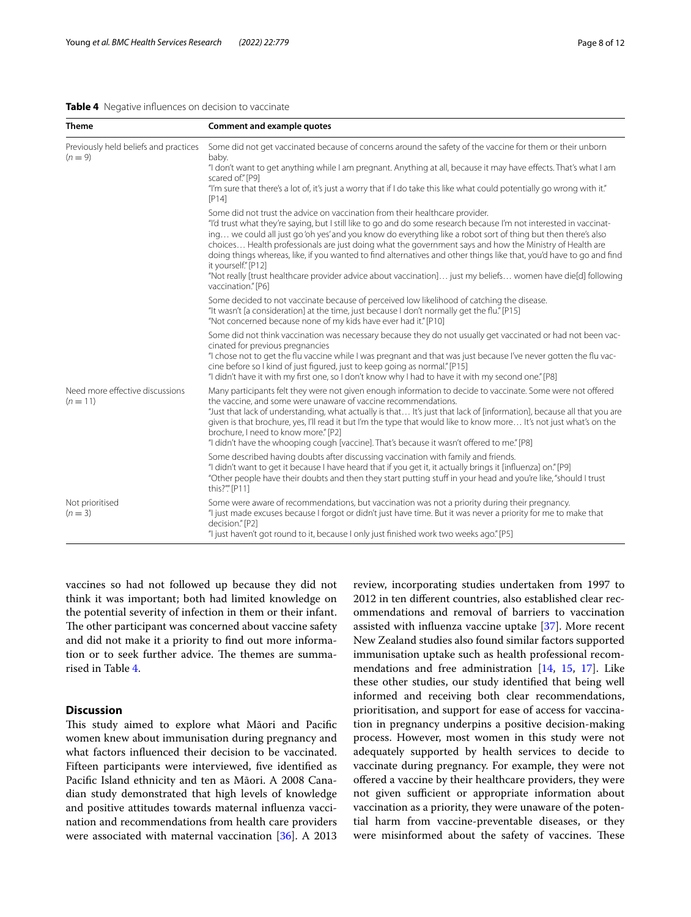**Table 4** Negative influences on decision to vaccinate

| Theme | Comment and example quotes |
| --- | --- |
| Previously held beliefs and practices ($n = 9$) | Some did not get vaccinated because of concerns around the safety of the vaccine for them or their unborn baby. "I don't want to get anything while I am pregnant. Anything at all, because it may have effects. That's what I am scared of." [P9] "I'm sure that there's a lot of, it's just a worry that if I do take this like what could potentially go wrong with it." [P14] |
| | Some did not trust the advice on vaccination from their healthcare provider. "I'd trust what they're saying, but I still like to go and do some research because I'm not interested in vaccinating… we could all just go 'oh yes' and you know do everything like a robot sort of thing but then there's also choices… Health professionals are just doing what the government says and how the Ministry of Health are doing things whereas, like, if you wanted to find alternatives and other things like that, you'd have to go and find it yourself." [P12] "Not really [trust healthcare provider advice about vaccination]… just my beliefs… women have die[d] following vaccination." [P6] |
| | Some decided to not vaccinate because of perceived low likelihood of catching the disease. "It wasn't [a consideration] at the time, just because I don't normally get the flu." [P15] "Not concerned because none of my kids have ever had it." [P10] |
| | Some did not think vaccination was necessary because they do not usually get vaccinated or had not been vaccinated for previous pregnancies "I chose not to get the flu vaccine while I was pregnant and that was just because I've never gotten the flu vaccine before so I kind of just figured, just to keep going as normal." [P15] "I didn't have it with my first one, so I don't know why I had to have it with my second one." [P8] |
| Need more effective discussions ($n = 11$) | Many participants felt they were not given enough information to decide to vaccinate. Some were not offered the vaccine, and some were unaware of vaccine recommendations. "Just that lack of understanding, what actually is that… It's just that lack of [information], because all that you are given is that brochure, yes, I'll read it but I'm the type that would like to know more… It's not just what's on the brochure, I need to know more." [P2] "I didn't have the whooping cough [vaccine]. That's because it wasn't offered to me." [P8] |
| | Some described having doubts after discussing vaccination with family and friends. "I didn't want to get it because I have heard that if you get it, it actually brings it [influenza] on." [P9] "Other people have their doubts and then they start putting stuff in your head and you're like, "should I trust this?"" [P11] |
| Not prioritised ($n = 3$) | Some were aware of recommendations, but vaccination was not a priority during their pregnancy. "I just made excuses because I forgot or didn't just have time. But it was never a priority for me to make that decision." [P2] "I just haven't got round to it, because I only just finished work two weeks ago." [P5] |

vaccines so had not followed up because they did not think it was important; both had limited knowledge on the potential severity of infection in them or their infant. The other participant was concerned about vaccine safety and did not make it a priority to find out more information or to seek further advice. The themes are summarised in Table 4.

## Discussion

This study aimed to explore what Māori and Pacific women knew about immunisation during pregnancy and what factors influenced their decision to be vaccinated. Fifteen participants were interviewed, five identified as Pacific Island ethnicity and ten as Māori. A 2008 Canadian study demonstrated that high levels of knowledge and positive attitudes towards maternal influenza vaccination and recommendations from health care providers were associated with maternal vaccination [36]. A 2013 review, incorporating studies undertaken from 1997 to 2012 in ten different countries, also established clear recommendations and removal of barriers to vaccination assisted with influenza vaccine uptake [37]. More recent New Zealand studies also found similar factors supported immunisation uptake such as health professional recommendations and free administration [14, 15, 17]. Like these other studies, our study identified that being well informed and receiving both clear recommendations, prioritisation, and support for ease of access for vaccination in pregnancy underpins a positive decision-making process. However, most women in this study were not adequately supported by health services to decide to vaccinate during pregnancy. For example, they were not offered a vaccine by their healthcare providers, they were not given sufficient or appropriate information about vaccination as a priority, they were unaware of the potential harm from vaccine-preventable diseases, or they were misinformed about the safety of vaccines. These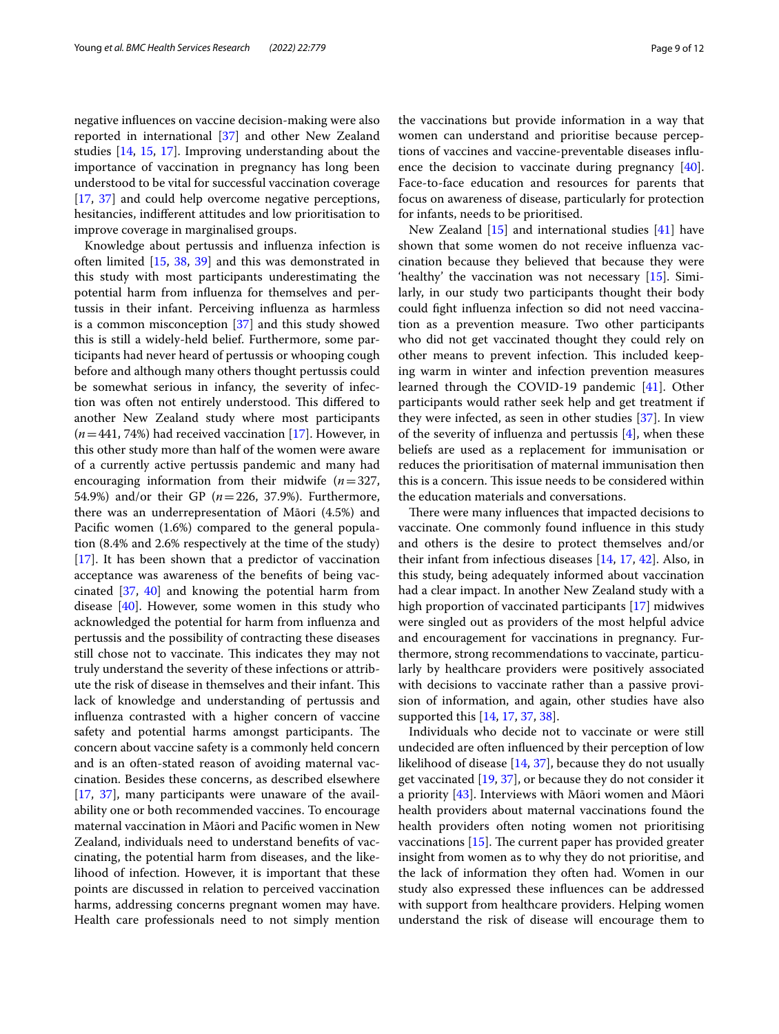negative influences on vaccine decision-making were also reported in international [37] and other New Zealand studies [14, 15, 17]. Improving understanding about the importance of vaccination in pregnancy has long been understood to be vital for successful vaccination coverage [17, 37] and could help overcome negative perceptions, hesitancies, indifferent attitudes and low prioritisation to improve coverage in marginalised groups.

Knowledge about pertussis and influenza infection is often limited [15, 38, 39] and this was demonstrated in this study with most participants underestimating the potential harm from influenza for themselves and pertussis in their infant. Perceiving influenza as harmless is a common misconception [37] and this study showed this is still a widely-held belief. Furthermore, some participants had never heard of pertussis or whooping cough before and although many others thought pertussis could be somewhat serious in infancy, the severity of infection was often not entirely understood. This differed to another New Zealand study where most participants ($n=441$, 74%) had received vaccination [17]. However, in this other study more than half of the women were aware of a currently active pertussis pandemic and many had encouraging information from their midwife ($n=327$, 54.9%) and/or their GP ($n=226$, 37.9%). Furthermore, there was an underrepresentation of Māori (4.5%) and Pacific women (1.6%) compared to the general population (8.4% and 2.6% respectively at the time of the study) [17]. It has been shown that a predictor of vaccination acceptance was awareness of the benefits of being vaccinated [37, 40] and knowing the potential harm from disease [40]. However, some women in this study who acknowledged the potential for harm from influenza and pertussis and the possibility of contracting these diseases still chose not to vaccinate. This indicates they may not truly understand the severity of these infections or attribute the risk of disease in themselves and their infant. This lack of knowledge and understanding of pertussis and influenza contrasted with a higher concern of vaccine safety and potential harms amongst participants. The concern about vaccine safety is a commonly held concern and is an often-stated reason of avoiding maternal vaccination. Besides these concerns, as described elsewhere [17, 37], many participants were unaware of the availability one or both recommended vaccines. To encourage maternal vaccination in Māori and Pacific women in New Zealand, individuals need to understand benefits of vaccinating, the potential harm from diseases, and the likelihood of infection. However, it is important that these points are discussed in relation to perceived vaccination harms, addressing concerns pregnant women may have. Health care professionals need to not simply mention the vaccinations but provide information in a way that women can understand and prioritise because perceptions of vaccines and vaccine-preventable diseases influence the decision to vaccinate during pregnancy [40]. Face-to-face education and resources for parents that focus on awareness of disease, particularly for protection for infants, needs to be prioritised.

New Zealand [15] and international studies [41] have shown that some women do not receive influenza vaccination because they believed that because they were 'healthy' the vaccination was not necessary [15]. Similarly, in our study two participants thought their body could fight influenza infection so did not need vaccination as a prevention measure. Two other participants who did not get vaccinated thought they could rely on other means to prevent infection. This included keeping warm in winter and infection prevention measures learned through the COVID-19 pandemic [41]. Other participants would rather seek help and get treatment if they were infected, as seen in other studies [37]. In view of the severity of influenza and pertussis [4], when these beliefs are used as a replacement for immunisation or reduces the prioritisation of maternal immunisation then this is a concern. This issue needs to be considered within the education materials and conversations.

There were many influences that impacted decisions to vaccinate. One commonly found influence in this study and others is the desire to protect themselves and/or their infant from infectious diseases [14, 17, 42]. Also, in this study, being adequately informed about vaccination had a clear impact. In another New Zealand study with a high proportion of vaccinated participants [17] midwives were singled out as providers of the most helpful advice and encouragement for vaccinations in pregnancy. Furthermore, strong recommendations to vaccinate, particularly by healthcare providers were positively associated with decisions to vaccinate rather than a passive provision of information, and again, other studies have also supported this [14, 17, 37, 38].

Individuals who decide not to vaccinate or were still undecided are often influenced by their perception of low likelihood of disease [14, 37], because they do not usually get vaccinated [19, 37], or because they do not consider it a priority [43]. Interviews with Māori women and Māori health providers about maternal vaccinations found the health providers often noting women not prioritising vaccinations [15]. The current paper has provided greater insight from women as to why they do not prioritise, and the lack of information they often had. Women in our study also expressed these influences can be addressed with support from healthcare providers. Helping women understand the risk of disease will encourage them to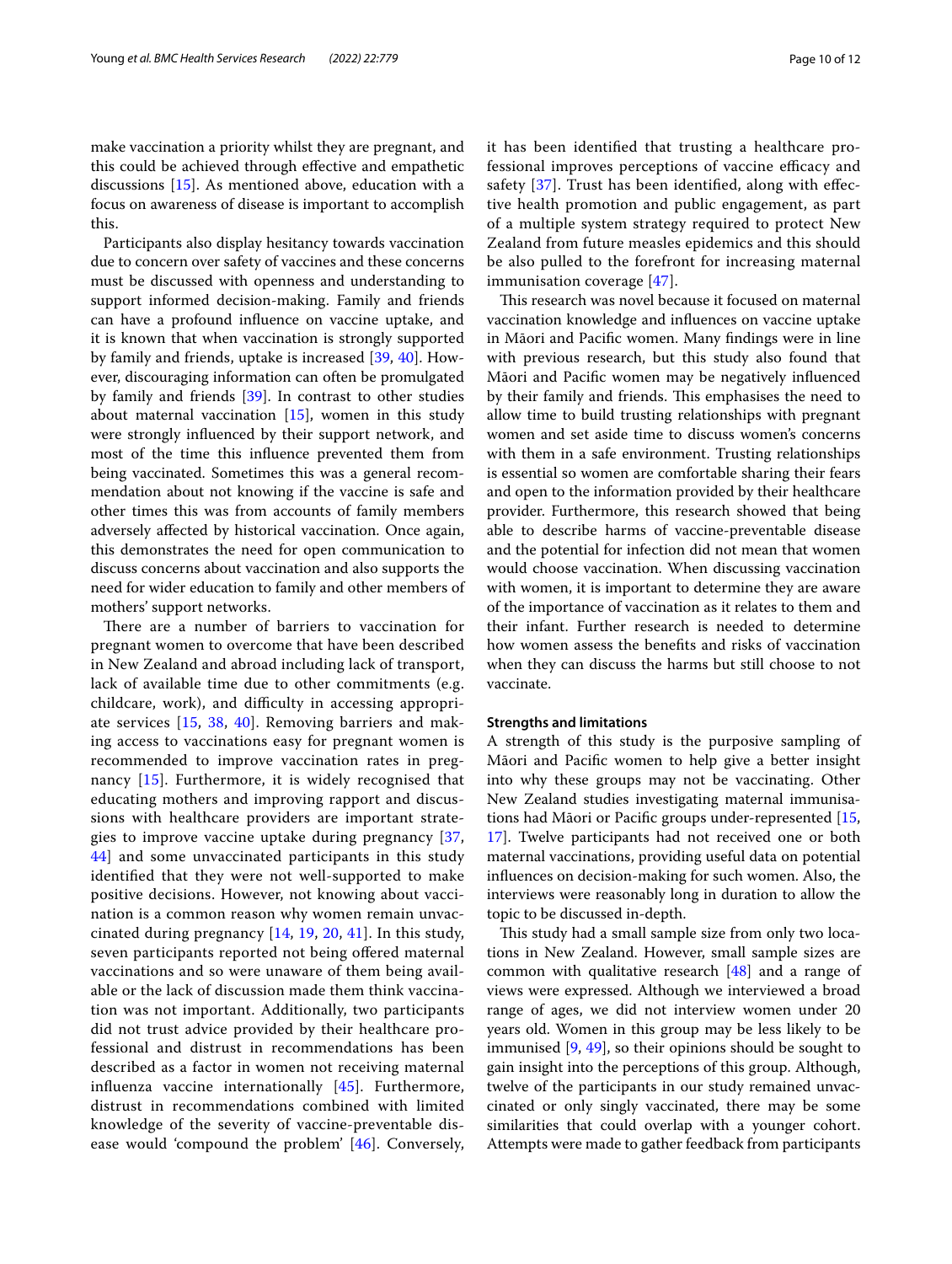make vaccination a priority whilst they are pregnant, and this could be achieved through effective and empathetic discussions [15]. As mentioned above, education with a focus on awareness of disease is important to accomplish this.

Participants also display hesitancy towards vaccination due to concern over safety of vaccines and these concerns must be discussed with openness and understanding to support informed decision-making. Family and friends can have a profound influence on vaccine uptake, and it is known that when vaccination is strongly supported by family and friends, uptake is increased [39, 40]. However, discouraging information can often be promulgated by family and friends [39]. In contrast to other studies about maternal vaccination [15], women in this study were strongly influenced by their support network, and most of the time this influence prevented them from being vaccinated. Sometimes this was a general recommendation about not knowing if the vaccine is safe and other times this was from accounts of family members adversely affected by historical vaccination. Once again, this demonstrates the need for open communication to discuss concerns about vaccination and also supports the need for wider education to family and other members of mothers' support networks.

There are a number of barriers to vaccination for pregnant women to overcome that have been described in New Zealand and abroad including lack of transport, lack of available time due to other commitments (e.g. childcare, work), and difficulty in accessing appropriate services [15, 38, 40]. Removing barriers and making access to vaccinations easy for pregnant women is recommended to improve vaccination rates in pregnancy [15]. Furthermore, it is widely recognised that educating mothers and improving rapport and discussions with healthcare providers are important strategies to improve vaccine uptake during pregnancy [37, 44] and some unvaccinated participants in this study identified that they were not well-supported to make positive decisions. However, not knowing about vaccination is a common reason why women remain unvaccinated during pregnancy [14, 19, 20, 41]. In this study, seven participants reported not being offered maternal vaccinations and so were unaware of them being available or the lack of discussion made them think vaccination was not important. Additionally, two participants did not trust advice provided by their healthcare professional and distrust in recommendations has been described as a factor in women not receiving maternal influenza vaccine internationally [45]. Furthermore, distrust in recommendations combined with limited knowledge of the severity of vaccine-preventable disease would 'compound the problem' [46]. Conversely, it has been identified that trusting a healthcare professional improves perceptions of vaccine efficacy and safety [37]. Trust has been identified, along with effective health promotion and public engagement, as part of a multiple system strategy required to protect New Zealand from future measles epidemics and this should be also pulled to the forefront for increasing maternal immunisation coverage [47].

This research was novel because it focused on maternal vaccination knowledge and influences on vaccine uptake in Māori and Pacific women. Many findings were in line with previous research, but this study also found that Māori and Pacific women may be negatively influenced by their family and friends. This emphasises the need to allow time to build trusting relationships with pregnant women and set aside time to discuss women's concerns with them in a safe environment. Trusting relationships is essential so women are comfortable sharing their fears and open to the information provided by their healthcare provider. Furthermore, this research showed that being able to describe harms of vaccine-preventable disease and the potential for infection did not mean that women would choose vaccination. When discussing vaccination with women, it is important to determine they are aware of the importance of vaccination as it relates to them and their infant. Further research is needed to determine how women assess the benefits and risks of vaccination when they can discuss the harms but still choose to not vaccinate.

### Strengths and limitations

A strength of this study is the purposive sampling of Māori and Pacific women to help give a better insight into why these groups may not be vaccinating. Other New Zealand studies investigating maternal immunisations had Māori or Pacific groups under-represented [15, 17]. Twelve participants had not received one or both maternal vaccinations, providing useful data on potential influences on decision-making for such women. Also, the interviews were reasonably long in duration to allow the topic to be discussed in-depth.

This study had a small sample size from only two locations in New Zealand. However, small sample sizes are common with qualitative research [48] and a range of views were expressed. Although we interviewed a broad range of ages, we did not interview women under 20 years old. Women in this group may be less likely to be immunised [9, 49], so their opinions should be sought to gain insight into the perceptions of this group. Although, twelve of the participants in our study remained unvaccinated or only singly vaccinated, there may be some similarities that could overlap with a younger cohort. Attempts were made to gather feedback from participants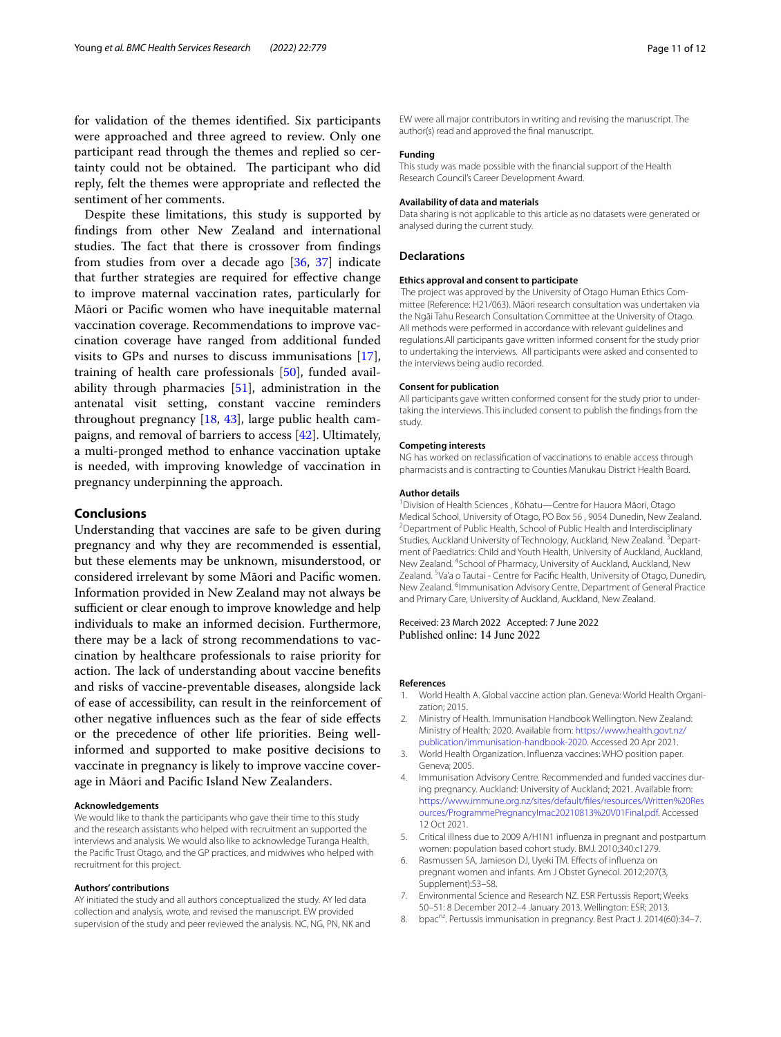for validation of the themes identified. Six participants were approached and three agreed to review. Only one participant read through the themes and replied so certainty could not be obtained. The participant who did reply, felt the themes were appropriate and reflected the sentiment of her comments.

Despite these limitations, this study is supported by findings from other New Zealand and international studies. The fact that there is crossover from findings from studies from over a decade ago [36, 37] indicate that further strategies are required for effective change to improve maternal vaccination rates, particularly for Māori or Pacific women who have inequitable maternal vaccination coverage. Recommendations to improve vaccination coverage have ranged from additional funded visits to GPs and nurses to discuss immunisations [17], training of health care professionals [50], funded availability through pharmacies [51], administration in the antenatal visit setting, constant vaccine reminders throughout pregnancy [18, 43], large public health campaigns, and removal of barriers to access [42]. Ultimately, a multi-pronged method to enhance vaccination uptake is needed, with improving knowledge of vaccination in pregnancy underpinning the approach.

## Conclusions

Understanding that vaccines are safe to be given during pregnancy and why they are recommended is essential, but these elements may be unknown, misunderstood, or considered irrelevant by some Māori and Pacific women. Information provided in New Zealand may not always be sufficient or clear enough to improve knowledge and help individuals to make an informed decision. Furthermore, there may be a lack of strong recommendations to vaccination by healthcare professionals to raise priority for action. The lack of understanding about vaccine benefits and risks of vaccine-preventable diseases, alongside lack of ease of accessibility, can result in the reinforcement of other negative influences such as the fear of side effects or the precedence of other life priorities. Being well-informed and supported to make positive decisions to vaccinate in pregnancy is likely to improve vaccine coverage in Māori and Pacific Island New Zealanders.

#### Acknowledgements

We would like to thank the participants who gave their time to this study and the research assistants who helped with recruitment an supported the interviews and analysis. We would also like to acknowledge Turanga Health, the Pacific Trust Otago, and the GP practices, and midwives who helped with recruitment for this project.

#### Authors' contributions

AY initiated the study and all authors conceptualized the study. AY led data collection and analysis, wrote, and revised the manuscript. EW provided supervision of the study and peer reviewed the analysis. NC, NG, PN, NK and EW were all major contributors in writing and revising the manuscript. The author(s) read and approved the final manuscript.

#### Funding

This study was made possible with the financial support of the Health Research Council's Career Development Award.

#### Availability of data and materials

Data sharing is not applicable to this article as no datasets were generated or analysed during the current study.

### Declarations

#### Ethics approval and consent to participate

The project was approved by the University of Otago Human Ethics Committee (Reference: H21/063). Māori research consultation was undertaken via the Ngāi Tahu Research Consultation Committee at the University of Otago. All methods were performed in accordance with relevant guidelines and regulations.All participants gave written informed consent for the study prior to undertaking the interviews. All participants were asked and consented to the interviews being audio recorded.

#### Consent for publication

All participants gave written conformed consent for the study prior to undertaking the interviews. This included consent to publish the findings from the study.

#### Competing interests

NG has worked on reclassification of vaccinations to enable access through pharmacists and is contracting to Counties Manukau District Health Board.

#### Author details

[1]Division of Health Sciences , Kōhatu—Centre for Hauora Māori, Otago Medical School, University of Otago, PO Box 56 , 9054 Dunedin, New Zealand. [2]Department of Public Health, School of Public Health and Interdisciplinary Studies, Auckland University of Technology, Auckland, New Zealand. [3]Department of Paediatrics: Child and Youth Health, University of Auckland, Auckland, New Zealand. [4]School of Pharmacy, University of Auckland, Auckland, New Zealand. [5]Va'a o Tautai - Centre for Pacific Health, University of Otago, Dunedin, New Zealand. [6]Immunisation Advisory Centre, Department of General Practice and Primary Care, University of Auckland, Auckland, New Zealand.

Received: 23 March 2022 Accepted: 7 June 2022
Published online: 14 June 2022

#### References

1. World Health A. Global vaccine action plan. Geneva: World Health Organization; 2015.
2. Ministry of Health. Immunisation Handbook Wellington. New Zealand: Ministry of Health; 2020. Available from: https://www.health.govt.nz/publication/immunisation-handbook-2020. Accessed 20 Apr 2021.
3. World Health Organization. Influenza vaccines: WHO position paper. Geneva; 2005.
4. Immunisation Advisory Centre. Recommended and funded vaccines during pregnancy. Auckland: University of Auckland; 2021. Available from: https://www.immune.org.nz/sites/default/files/resources/Written%20Resources/ProgrammePregnancyImac20210813%20V01Final.pdf. Accessed 12 Oct 2021.
5. Critical illness due to 2009 A/H1N1 influenza in pregnant and postpartum women: population based cohort study. BMJ. 2010;340:c1279.
6. Rasmussen SA, Jamieson DJ, Uyeki TM. Effects of influenza on pregnant women and infants. Am J Obstet Gynecol. 2012;207(3, Supplement):S3–S8.
7. Environmental Science and Research NZ. ESR Pertussis Report; Weeks 50–51: 8 December 2012–4 January 2013. Wellington: ESR; 2013.
8. bpac[nz]. Pertussis immunisation in pregnancy. Best Pract J. 2014(60):34–7.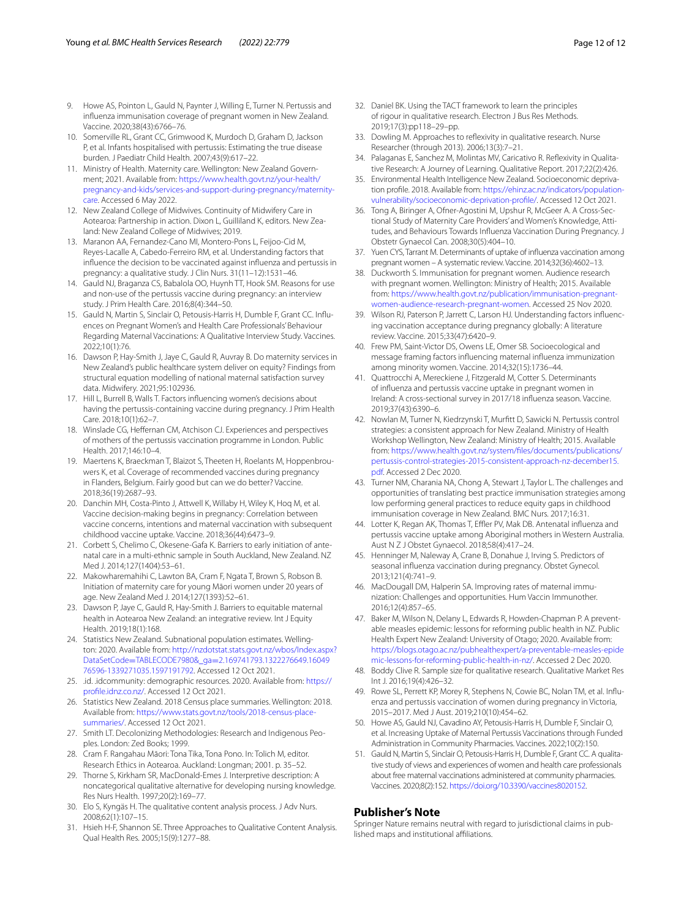9. Howe AS, Pointon L, Gauld N, Paynter J, Willing E, Turner N. Pertussis and influenza immunisation coverage of pregnant women in New Zealand. Vaccine. 2020;38(43):6766–76.
10. Somerville RL, Grant CC, Grimwood K, Murdoch D, Graham D, Jackson P, et al. Infants hospitalised with pertussis: Estimating the true disease burden. J Paediatr Child Health. 2007;43(9):617–22.
11. Ministry of Health. Maternity care. Wellington: New Zealand Government; 2021. Available from: https://www.health.govt.nz/your-health/pregnancy-and-kids/services-and-support-during-pregnancy/maternity-care. Accessed 6 May 2022.
12. New Zealand College of Midwives. Continuity of Midwifery Care in Aotearoa: Partnership in action. Dixon L, Guilliland K, editors. New Zealand: New Zealand College of Midwives; 2019.
13. Maranon AA, Fernandez-Cano MI, Montero-Pons L, Feijoo-Cid M, Reyes-Lacalle A, Cabedo-Ferreiro RM, et al. Understanding factors that influence the decision to be vaccinated against influenza and pertussis in pregnancy: a qualitative study. J Clin Nurs. 31(11–12):1531–46.
14. Gauld NJ, Braganza CS, Babalola OO, Huynh TT, Hook SM. Reasons for use and non-use of the pertussis vaccine during pregnancy: an interview study. J Prim Health Care. 2016;8(4):344–50.
15. Gauld N, Martin S, Sinclair O, Petousis-Harris H, Dumble F, Grant CC. Influences on Pregnant Women's and Health Care Professionals' Behaviour Regarding Maternal Vaccinations: A Qualitative Interview Study. Vaccines. 2022;10(1):76.
16. Dawson P, Hay-Smith J, Jaye C, Gauld R, Auvray B. Do maternity services in New Zealand's public healthcare system deliver on equity? Findings from structural equation modelling of national maternal satisfaction survey data. Midwifery. 2021;95:102936.
17. Hill L, Burrell B, Walls T. Factors influencing women's decisions about having the pertussis-containing vaccine during pregnancy. J Prim Health Care. 2018;10(1):62–7.
18. Winslade CG, Heffernan CM, Atchison CJ. Experiences and perspectives of mothers of the pertussis vaccination programme in London. Public Health. 2017;146:10–4.
19. Maertens K, Braeckman T, Blaizot S, Theeten H, Roelants M, Hoppenbrouwers K, et al. Coverage of recommended vaccines during pregnancy in Flanders, Belgium. Fairly good but can we do better? Vaccine. 2018;36(19):2687–93.
20. Danchin MH, Costa-Pinto J, Attwell K, Willaby H, Wiley K, Hoq M, et al. Vaccine decision-making begins in pregnancy: Correlation between vaccine concerns, intentions and maternal vaccination with subsequent childhood vaccine uptake. Vaccine. 2018;36(44):6473–9.
21. Corbett S, Chelimo C, Okesene-Gafa K. Barriers to early initiation of antenatal care in a multi-ethnic sample in South Auckland, New Zealand. NZ Med J. 2014;127(1404):53–61.
22. Makowharemahihi C, Lawton BA, Cram F, Ngata T, Brown S, Robson B. Initiation of maternity care for young Māori women under 20 years of age. New Zealand Med J. 2014;127(1393):52–61.
23. Dawson P, Jaye C, Gauld R, Hay-Smith J. Barriers to equitable maternal health in Aotearoa New Zealand: an integrative review. Int J Equity Health. 2019;18(1):168.
24. Statistics New Zealand. Subnational population estimates. Wellington: 2020. Available from: http://nzdotstat.stats.govt.nz/wbos/Index.aspx?DataSetCode=TABLECODE7980&_ga=2.169741793.1322276649.1604976596-1339271035.1597191792. Accessed 12 Oct 2021.
25. .id. .idcommunity: demographic resources. 2020. Available from: https://profile.idnz.co.nz/. Accessed 12 Oct 2021.
26. Statistics New Zealand. 2018 Census place summaries. Wellington: 2018. Available from: https://www.stats.govt.nz/tools/2018-census-place-summaries/. Accessed 12 Oct 2021.
27. Smith LT. Decolonizing Methodologies: Research and Indigenous Peoples. London: Zed Books; 1999.
28. Cram F. Rangahau Māori: Tona Tika, Tona Pono. In: Tolich M, editor. Research Ethics in Aotearoa. Auckland: Longman; 2001. p. 35–52.
29. Thorne S, Kirkham SR, MacDonald-Emes J. Interpretive description: A noncategorical qualitative alternative for developing nursing knowledge. Res Nurs Health. 1997;20(2):169–77.
30. Elo S, Kyngäs H. The qualitative content analysis process. J Adv Nurs. 2008;62(1):107–15.
31. Hsieh H-F, Shannon SE. Three Approaches to Qualitative Content Analysis. Qual Health Res. 2005;15(9):1277–88.
32. Daniel BK. Using the TACT framework to learn the principles of rigour in qualitative research. Electron J Bus Res Methods. 2019;17(3):pp118–29–pp.
33. Dowling M. Approaches to reflexivity in qualitative research. Nurse Researcher (through 2013). 2006;13(3):7–21.
34. Palaganas E, Sanchez M, Molintas MV, Caricativo R. Reflexivity in Qualitative Research: A Journey of Learning. Qualitative Report. 2017;22(2):426.
35. Environmental Health Intelligence New Zealand. Socioeconomic deprivation profile. 2018. Available from: https://ehinz.ac.nz/indicators/population-vulnerability/socioeconomic-deprivation-profile/. Accessed 12 Oct 2021.
36. Tong A, Biringer A, Ofner-Agostini M, Upshur R, McGeer A. A Cross-Sectional Study of Maternity Care Providers' and Women's Knowledge, Attitudes, and Behaviours Towards Influenza Vaccination During Pregnancy. J Obstetr Gynaecol Can. 2008;30(5):404–10.
37. Yuen CYS, Tarrant M. Determinants of uptake of influenza vaccination among pregnant women – A systematic review. Vaccine. 2014;32(36):4602–13.
38. Duckworth S. Immunisation for pregnant women. Audience research with pregnant women. Wellington: Ministry of Health; 2015. Available from: https://www.health.govt.nz/publication/immunisation-pregnant-women-audience-research-pregnant-women. Accessed 25 Nov 2020.
39. Wilson RJ, Paterson P, Jarrett C, Larson HJ. Understanding factors influencing vaccination acceptance during pregnancy globally: A literature review. Vaccine. 2015;33(47):6420–9.
40. Frew PM, Saint-Victor DS, Owens LE, Omer SB. Socioecological and message framing factors influencing maternal influenza immunization among minority women. Vaccine. 2014;32(15):1736–44.
41. Quattrocchi A, Mereckiene J, Fitzgerald M, Cotter S. Determinants of influenza and pertussis vaccine uptake in pregnant women in Ireland: A cross-sectional survey in 2017/18 influenza season. Vaccine. 2019;37(43):6390–6.
42. Nowlan M, Turner N, Kiedrzynski T, Murfitt D, Sawicki N. Pertussis control strategies: a consistent approach for New Zealand. Ministry of Health Workshop Wellington, New Zealand: Ministry of Health; 2015. Available from: https://www.health.govt.nz/system/files/documents/publications/pertussis-control-strategies-2015-consistent-approach-nz-december15.pdf. Accessed 2 Dec 2020.
43. Turner NM, Charania NA, Chong A, Stewart J, Taylor L. The challenges and opportunities of translating best practice immunisation strategies among low performing general practices to reduce equity gaps in childhood immunisation coverage in New Zealand. BMC Nurs. 2017;16:31.
44. Lotter K, Regan AK, Thomas T, Effler PV, Mak DB. Antenatal influenza and pertussis vaccine uptake among Aboriginal mothers in Western Australia. Aust N Z J Obstet Gynaecol. 2018;58(4):417–24.
45. Henninger M, Naleway A, Crane B, Donahue J, Irving S. Predictors of seasonal influenza vaccination during pregnancy. Obstet Gynecol. 2013;121(4):741–9.
46. MacDougall DM, Halperin SA. Improving rates of maternal immunization: Challenges and opportunities. Hum Vaccin Immunother. 2016;12(4):857–65.
47. Baker M, Wilson N, Delany L, Edwards R, Howden-Chapman P. A preventable measles epidemic: lessons for reforming public health in NZ. Public Health Expert New Zealand: University of Otago; 2020. Available from: https://blogs.otago.ac.nz/pubhealthexpert/a-preventable-measles-epidemic-lessons-for-reforming-public-health-in-nz/. Accessed 2 Dec 2020.
48. Boddy Clive R. Sample size for qualitative research. Qualitative Market Res Int J. 2016;19(4):426–32.
49. Rowe SL, Perrett KP, Morey R, Stephens N, Cowie BC, Nolan TM, et al. Influenza and pertussis vaccination of women during pregnancy in Victoria, 2015–2017. Med J Aust. 2019;210(10):454–62.
50. Howe AS, Gauld NJ, Cavadino AY, Petousis-Harris H, Dumble F, Sinclair O, et al. Increasing Uptake of Maternal Pertussis Vaccinations through Funded Administration in Community Pharmacies. Vaccines. 2022;10(2):150.
51. Gauld N, Martin S, Sinclair O, Petousis-Harris H, Dumble F, Grant CC. A qualitative study of views and experiences of women and health care professionals about free maternal vaccinations administered at community pharmacies. Vaccines. 2020;8(2):152. https://doi.org/10.3390/vaccines8020152.

## Publisher's Note

Springer Nature remains neutral with regard to jurisdictional claims in published maps and institutional affiliations.